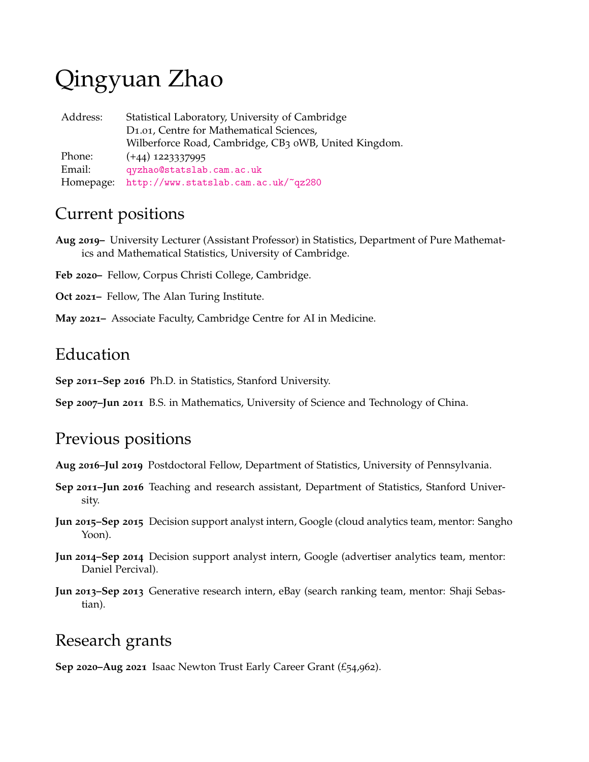# Qingyuan Zhao

| | |
|---|---|
| Address: | Statistical Laboratory, University of Cambridge<br>D1.01, Centre for Mathematical Sciences,<br>Wilberforce Road, Cambridge, CB3 0WB, United Kingdom. |
| Phone: | (+44) 1223337995 |
| Email: | qyzhao@statslab.cam.ac.uk |
| Homepage: | http://www.statslab.cam.ac.uk/~qz280 |

## Current positions

**Aug 2019–** University Lecturer (Assistant Professor) in Statistics, Department of Pure Mathematics and Mathematical Statistics, University of Cambridge.

**Feb 2020–** Fellow, Corpus Christi College, Cambridge.

**Oct 2021–** Fellow, The Alan Turing Institute.

**May 2021–** Associate Faculty, Cambridge Centre for AI in Medicine.

## Education

**Sep 2011–Sep 2016** Ph.D. in Statistics, Stanford University.

**Sep 2007–Jun 2011** B.S. in Mathematics, University of Science and Technology of China.

## Previous positions

**Aug 2016–Jul 2019** Postdoctoral Fellow, Department of Statistics, University of Pennsylvania.

**Sep 2011–Jun 2016** Teaching and research assistant, Department of Statistics, Stanford University.

**Jun 2015–Sep 2015** Decision support analyst intern, Google (cloud analytics team, mentor: Sangho Yoon).

**Jun 2014–Sep 2014** Decision support analyst intern, Google (advertiser analytics team, mentor: Daniel Percival).

**Jun 2013–Sep 2013** Generative research intern, eBay (search ranking team, mentor: Shaji Sebastian).

## Research grants

**Sep 2020–Aug 2021** Isaac Newton Trust Early Career Grant (£54,962).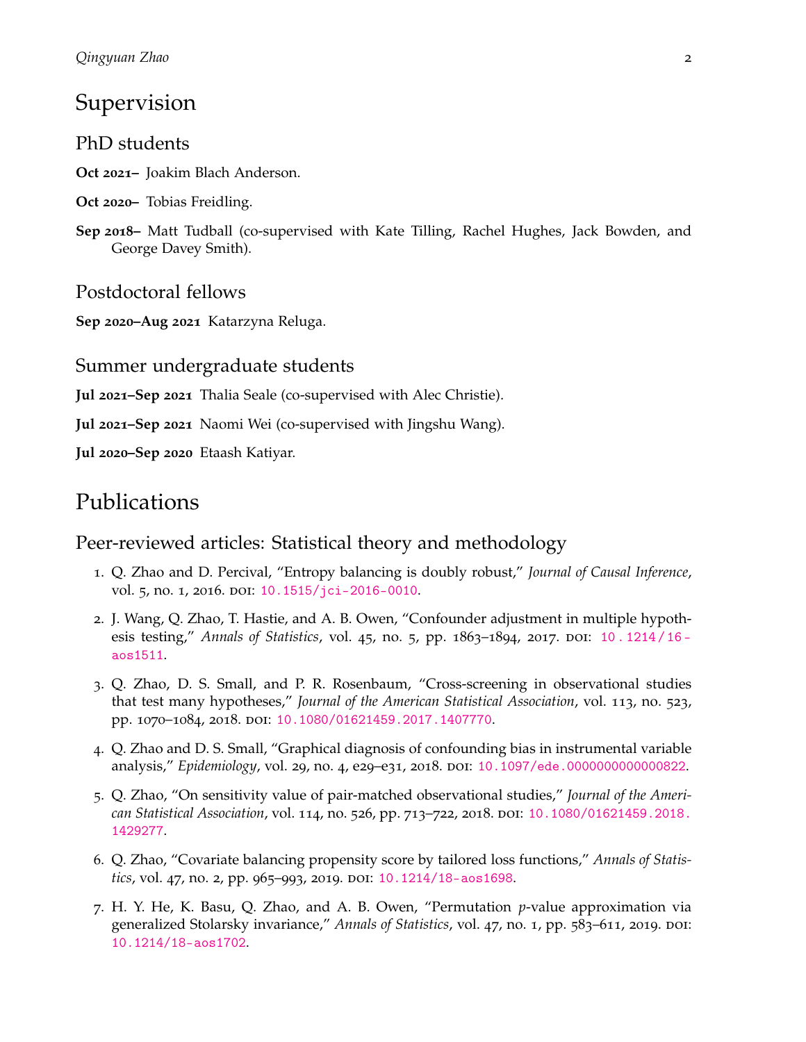# Supervision

## PhD students

**Oct 2021–** Joakim Blach Anderson.

**Oct 2020–** Tobias Freidling.

**Sep 2018–** Matt Tudball (co-supervised with Kate Tilling, Rachel Hughes, Jack Bowden, and George Davey Smith).

## Postdoctoral fellows

**Sep 2020–Aug 2021** Katarzyna Reluga.

## Summer undergraduate students

**Jul 2021–Sep 2021** Thalia Seale (co-supervised with Alec Christie).

**Jul 2021–Sep 2021** Naomi Wei (co-supervised with Jingshu Wang).

**Jul 2020–Sep 2020** Etaash Katiyar.

# Publications

## Peer-reviewed articles: Statistical theory and methodology

1. Q. Zhao and D. Percival, "Entropy balancing is doubly robust," *Journal of Causal Inference*, vol. 5, no. 1, 2016. DOI: 10.1515/jci-2016-0010.
2. J. Wang, Q. Zhao, T. Hastie, and A. B. Owen, "Confounder adjustment in multiple hypothesis testing," *Annals of Statistics*, vol. 45, no. 5, pp. 1863–1894, 2017. DOI: 10.1214/16-aos1511.
3. Q. Zhao, D. S. Small, and P. R. Rosenbaum, "Cross-screening in observational studies that test many hypotheses," *Journal of the American Statistical Association*, vol. 113, no. 523, pp. 1070–1084, 2018. DOI: 10.1080/01621459.2017.1407770.
4. Q. Zhao and D. S. Small, "Graphical diagnosis of confounding bias in instrumental variable analysis," *Epidemiology*, vol. 29, no. 4, e29–e31, 2018. DOI: 10.1097/ede.0000000000000822.
5. Q. Zhao, "On sensitivity value of pair-matched observational studies," *Journal of the American Statistical Association*, vol. 114, no. 526, pp. 713–722, 2018. DOI: 10.1080/01621459.2018.1429277.
6. Q. Zhao, "Covariate balancing propensity score by tailored loss functions," *Annals of Statistics*, vol. 47, no. 2, pp. 965–993, 2019. DOI: 10.1214/18-aos1698.
7. H. Y. He, K. Basu, Q. Zhao, and A. B. Owen, "Permutation $p$-value approximation via generalized Stolarsky invariance," *Annals of Statistics*, vol. 47, no. 1, pp. 583–611, 2019. DOI: 10.1214/18-aos1702.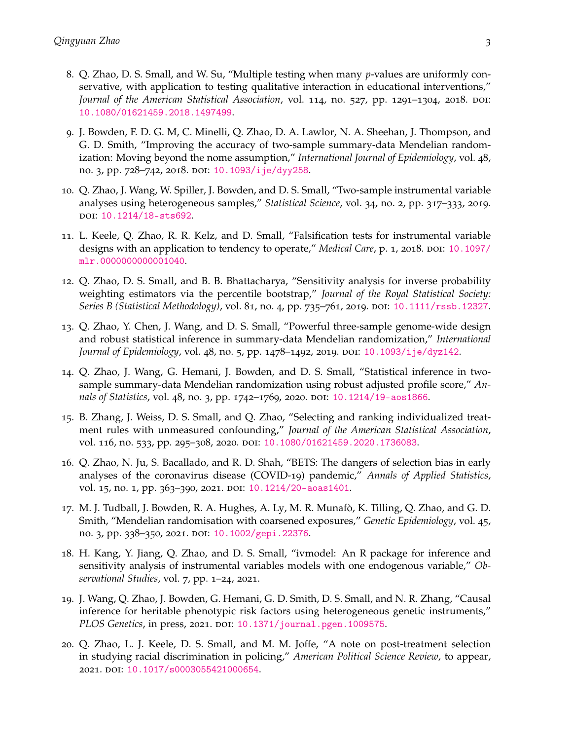8. Q. Zhao, D. S. Small, and W. Su, "Multiple testing when many $p$-values are uniformly conservative, with application to testing qualitative interaction in educational interventions," *Journal of the American Statistical Association*, vol. 114, no. 527, pp. 1291–1304, 2018. DOI: 10.1080/01621459.2018.1497499.

9. J. Bowden, F. D. G. M, C. Minelli, Q. Zhao, D. A. Lawlor, N. A. Sheehan, J. Thompson, and G. D. Smith, "Improving the accuracy of two-sample summary-data Mendelian randomization: Moving beyond the nome assumption," *International Journal of Epidemiology*, vol. 48, no. 3, pp. 728–742, 2018. DOI: 10.1093/ije/dyy258.

10. Q. Zhao, J. Wang, W. Spiller, J. Bowden, and D. S. Small, "Two-sample instrumental variable analyses using heterogeneous samples," *Statistical Science*, vol. 34, no. 2, pp. 317–333, 2019. DOI: 10.1214/18-sts692.

11. L. Keele, Q. Zhao, R. R. Kelz, and D. Small, "Falsification tests for instrumental variable designs with an application to tendency to operate," *Medical Care*, p. 1, 2018. DOI: 10.1097/mlr.0000000000001040.

12. Q. Zhao, D. S. Small, and B. B. Bhattacharya, "Sensitivity analysis for inverse probability weighting estimators via the percentile bootstrap," *Journal of the Royal Statistical Society: Series B (Statistical Methodology)*, vol. 81, no. 4, pp. 735–761, 2019. DOI: 10.1111/rssb.12327.

13. Q. Zhao, Y. Chen, J. Wang, and D. S. Small, "Powerful three-sample genome-wide design and robust statistical inference in summary-data Mendelian randomization," *International Journal of Epidemiology*, vol. 48, no. 5, pp. 1478–1492, 2019. DOI: 10.1093/ije/dyz142.

14. Q. Zhao, J. Wang, G. Hemani, J. Bowden, and D. S. Small, "Statistical inference in two-sample summary-data Mendelian randomization using robust adjusted profile score," *Annals of Statistics*, vol. 48, no. 3, pp. 1742–1769, 2020. DOI: 10.1214/19-aos1866.

15. B. Zhang, J. Weiss, D. S. Small, and Q. Zhao, "Selecting and ranking individualized treatment rules with unmeasured confounding," *Journal of the American Statistical Association*, vol. 116, no. 533, pp. 295–308, 2020. DOI: 10.1080/01621459.2020.1736083.

16. Q. Zhao, N. Ju, S. Bacallado, and R. D. Shah, "BETS: The dangers of selection bias in early analyses of the coronavirus disease (COVID-19) pandemic," *Annals of Applied Statistics*, vol. 15, no. 1, pp. 363–390, 2021. DOI: 10.1214/20-aoas1401.

17. M. J. Tudball, J. Bowden, R. A. Hughes, A. Ly, M. R. Munafò, K. Tilling, Q. Zhao, and G. D. Smith, "Mendelian randomisation with coarsened exposures," *Genetic Epidemiology*, vol. 45, no. 3, pp. 338–350, 2021. DOI: 10.1002/gepi.22376.

18. H. Kang, Y. Jiang, Q. Zhao, and D. S. Small, "ivmodel: An R package for inference and sensitivity analysis of instrumental variables models with one endogenous variable," *Observational Studies*, vol. 7, pp. 1–24, 2021.

19. J. Wang, Q. Zhao, J. Bowden, G. Hemani, G. D. Smith, D. S. Small, and N. R. Zhang, "Causal inference for heritable phenotypic risk factors using heterogeneous genetic instruments," *PLOS Genetics*, in press, 2021. DOI: 10.1371/journal.pgen.1009575.

20. Q. Zhao, L. J. Keele, D. S. Small, and M. M. Joffe, "A note on post-treatment selection in studying racial discrimination in policing," *American Political Science Review*, to appear, 2021. DOI: 10.1017/s0003055421000654.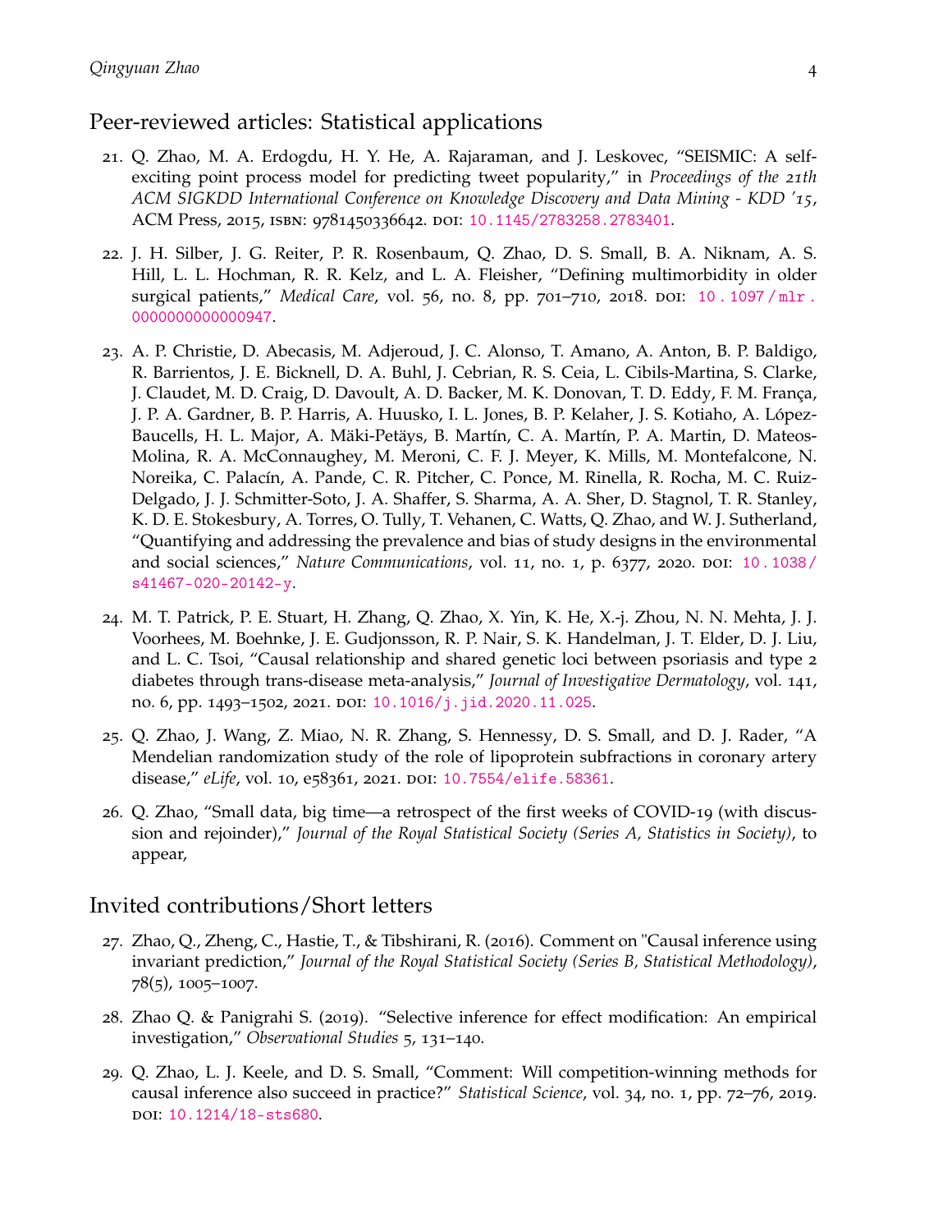## Peer-reviewed articles: Statistical applications

21. Q. Zhao, M. A. Erdogdu, H. Y. He, A. Rajaraman, and J. Leskovec, "SEISMIC: A self-exciting point process model for predicting tweet popularity," in *Proceedings of the 21th ACM SIGKDD International Conference on Knowledge Discovery and Data Mining - KDD '15*, ACM Press, 2015, ISBN: 9781450336642. DOI: 10.1145/2783258.2783401.

22. J. H. Silber, J. G. Reiter, P. R. Rosenbaum, Q. Zhao, D. S. Small, B. A. Niknam, A. S. Hill, L. L. Hochman, R. R. Kelz, and L. A. Fleisher, "Defining multimorbidity in older surgical patients," *Medical Care*, vol. 56, no. 8, pp. 701–710, 2018. DOI: 10.1097/mlr.0000000000000947.

23. A. P. Christie, D. Abecasis, M. Adjeroud, J. C. Alonso, T. Amano, A. Anton, B. P. Baldigo, R. Barrientos, J. E. Bicknell, D. A. Buhl, J. Cebrian, R. S. Ceia, L. Cibils-Martina, S. Clarke, J. Claudet, M. D. Craig, D. Davoult, A. D. Backer, M. K. Donovan, T. D. Eddy, F. M. França, J. P. A. Gardner, B. P. Harris, A. Huusko, I. L. Jones, B. P. Kelaher, J. S. Kotiaho, A. López-Baucells, H. L. Major, A. Mäki-Petäys, B. Martín, C. A. Martín, P. A. Martin, D. Mateos-Molina, R. A. McConnaughey, M. Meroni, C. F. J. Meyer, K. Mills, M. Montefalcone, N. Noreika, C. Palacín, A. Pande, C. R. Pitcher, C. Ponce, M. Rinella, R. Rocha, M. C. Ruiz-Delgado, J. J. Schmitter-Soto, J. A. Shaffer, S. Sharma, A. A. Sher, D. Stagnol, T. R. Stanley, K. D. E. Stokesbury, A. Torres, O. Tully, T. Vehanen, C. Watts, Q. Zhao, and W. J. Sutherland, "Quantifying and addressing the prevalence and bias of study designs in the environmental and social sciences," *Nature Communications*, vol. 11, no. 1, p. 6377, 2020. DOI: 10.1038/s41467-020-20142-y.

24. M. T. Patrick, P. E. Stuart, H. Zhang, Q. Zhao, X. Yin, K. He, X.-j. Zhou, N. N. Mehta, J. J. Voorhees, M. Boehnke, J. E. Gudjonsson, R. P. Nair, S. K. Handelman, J. T. Elder, D. J. Liu, and L. C. Tsoi, "Causal relationship and shared genetic loci between psoriasis and type 2 diabetes through trans-disease meta-analysis," *Journal of Investigative Dermatology*, vol. 141, no. 6, pp. 1493–1502, 2021. DOI: 10.1016/j.jid.2020.11.025.

25. Q. Zhao, J. Wang, Z. Miao, N. R. Zhang, S. Hennessy, D. S. Small, and D. J. Rader, "A Mendelian randomization study of the role of lipoprotein subfractions in coronary artery disease," *eLife*, vol. 10, e58361, 2021. DOI: 10.7554/elife.58361.

26. Q. Zhao, "Small data, big time—a retrospect of the first weeks of COVID-19 (with discussion and rejoinder)," *Journal of the Royal Statistical Society (Series A, Statistics in Society)*, to appear,

## Invited contributions/Short letters

27. Zhao, Q., Zheng, C., Hastie, T., & Tibshirani, R. (2016). Comment on "Causal inference using invariant prediction," *Journal of the Royal Statistical Society (Series B, Statistical Methodology)*, 78(5), 1005–1007.

28. Zhao Q. & Panigrahi S. (2019). "Selective inference for effect modification: An empirical investigation," *Observational Studies* 5, 131–140.

29. Q. Zhao, L. J. Keele, and D. S. Small, "Comment: Will competition-winning methods for causal inference also succeed in practice?" *Statistical Science*, vol. 34, no. 1, pp. 72–76, 2019. DOI: 10.1214/18-sts680.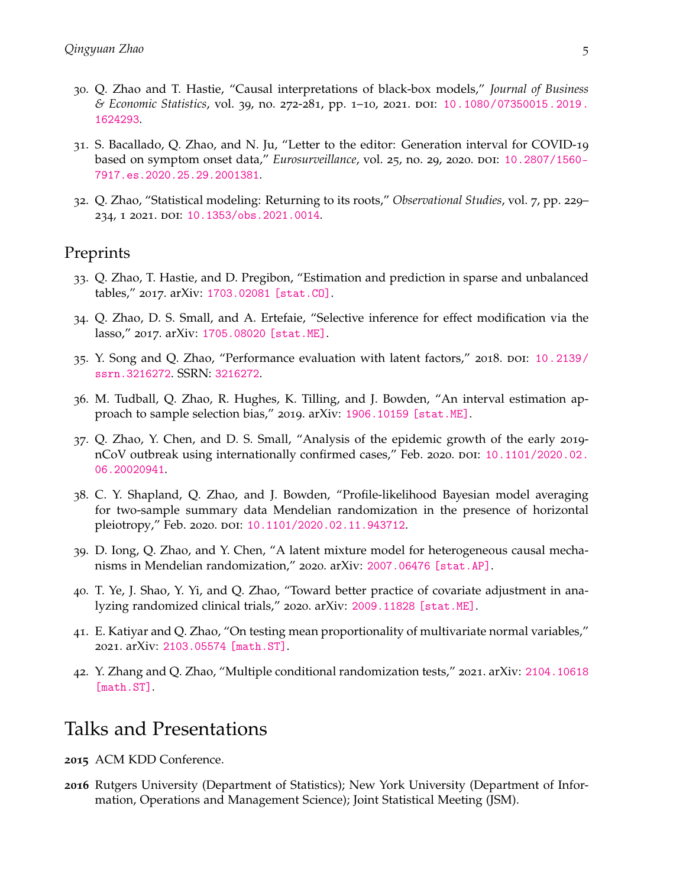30. Q. Zhao and T. Hastie, "Causal interpretations of black-box models," *Journal of Business & Economic Statistics*, vol. 39, no. 272-281, pp. 1–10, 2021. DOI: 10.1080/07350015.2019.1624293.

31. S. Bacallado, Q. Zhao, and N. Ju, "Letter to the editor: Generation interval for COVID-19 based on symptom onset data," *Eurosurveillance*, vol. 25, no. 29, 2020. DOI: 10.2807/1560-7917.es.2020.25.29.2001381.

32. Q. Zhao, "Statistical modeling: Returning to its roots," *Observational Studies*, vol. 7, pp. 229–234, 1 2021. DOI: 10.1353/obs.2021.0014.

## Preprints

33. Q. Zhao, T. Hastie, and D. Pregibon, "Estimation and prediction in sparse and unbalanced tables," 2017. arXiv: 1703.02081 [stat.CO].

34. Q. Zhao, D. S. Small, and A. Ertefaie, "Selective inference for effect modification via the lasso," 2017. arXiv: 1705.08020 [stat.ME].

35. Y. Song and Q. Zhao, "Performance evaluation with latent factors," 2018. DOI: 10.2139/ssrn.3216272. SSRN: 3216272.

36. M. Tudball, Q. Zhao, R. Hughes, K. Tilling, and J. Bowden, "An interval estimation approach to sample selection bias," 2019. arXiv: 1906.10159 [stat.ME].

37. Q. Zhao, Y. Chen, and D. S. Small, "Analysis of the epidemic growth of the early 2019-nCoV outbreak using internationally confirmed cases," Feb. 2020. DOI: 10.1101/2020.02.06.20020941.

38. C. Y. Shapland, Q. Zhao, and J. Bowden, "Profile-likelihood Bayesian model averaging for two-sample summary data Mendelian randomization in the presence of horizontal pleiotropy," Feb. 2020. DOI: 10.1101/2020.02.11.943712.

39. D. Iong, Q. Zhao, and Y. Chen, "A latent mixture model for heterogeneous causal mechanisms in Mendelian randomization," 2020. arXiv: 2007.06476 [stat.AP].

40. T. Ye, J. Shao, Y. Yi, and Q. Zhao, "Toward better practice of covariate adjustment in analyzing randomized clinical trials," 2020. arXiv: 2009.11828 [stat.ME].

41. E. Katiyar and Q. Zhao, "On testing mean proportionality of multivariate normal variables," 2021. arXiv: 2103.05574 [math.ST].

42. Y. Zhang and Q. Zhao, "Multiple conditional randomization tests," 2021. arXiv: 2104.10618 [math.ST].

# Talks and Presentations

**2015** ACM KDD Conference.

**2016** Rutgers University (Department of Statistics); New York University (Department of Information, Operations and Management Science); Joint Statistical Meeting (JSM).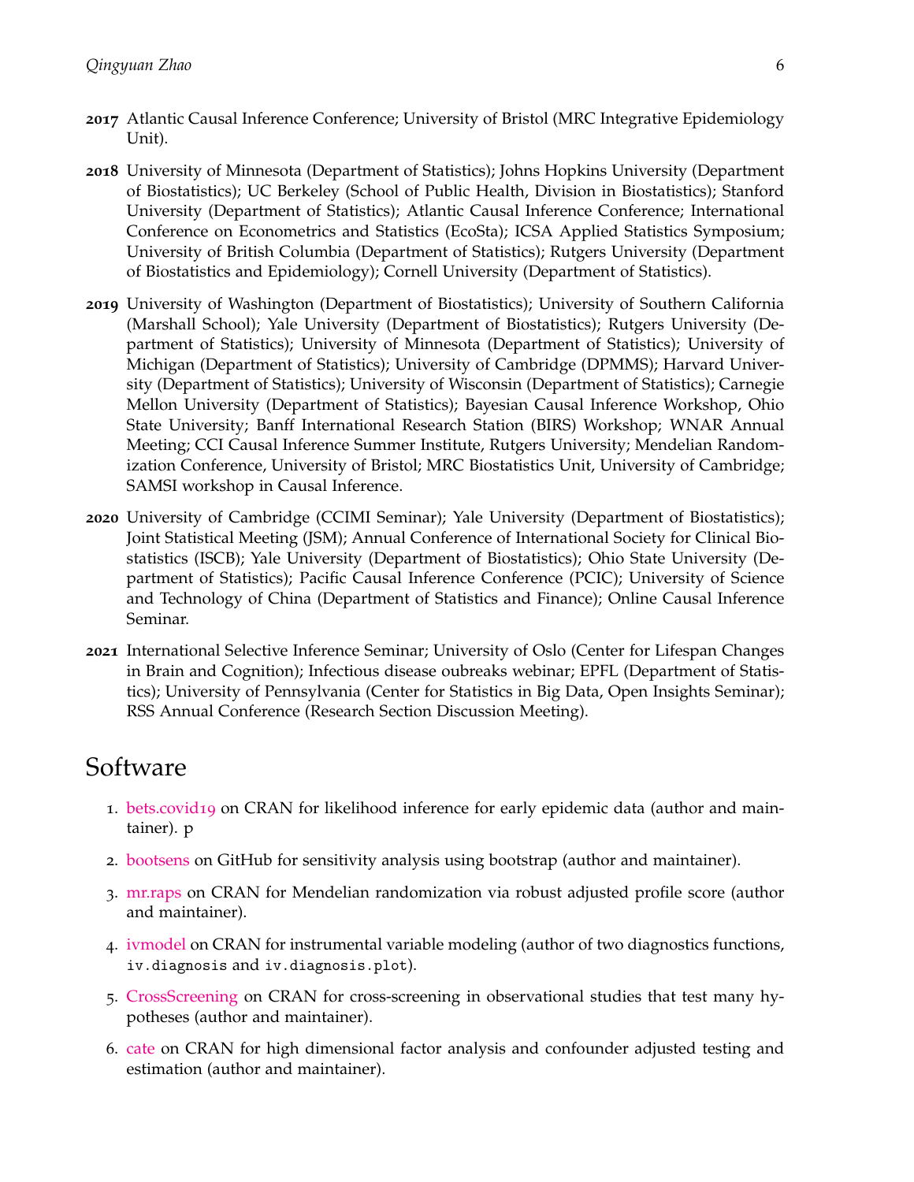**2017** Atlantic Causal Inference Conference; University of Bristol (MRC Integrative Epidemiology Unit).

**2018** University of Minnesota (Department of Statistics); Johns Hopkins University (Department of Biostatistics); UC Berkeley (School of Public Health, Division in Biostatistics); Stanford University (Department of Statistics); Atlantic Causal Inference Conference; International Conference on Econometrics and Statistics (EcoSta); ICSA Applied Statistics Symposium; University of British Columbia (Department of Statistics); Rutgers University (Department of Biostatistics and Epidemiology); Cornell University (Department of Statistics).

**2019** University of Washington (Department of Biostatistics); University of Southern California (Marshall School); Yale University (Department of Biostatistics); Rutgers University (Department of Statistics); University of Minnesota (Department of Statistics); University of Michigan (Department of Statistics); University of Cambridge (DPMMS); Harvard University (Department of Statistics); University of Wisconsin (Department of Statistics); Carnegie Mellon University (Department of Statistics); Bayesian Causal Inference Workshop, Ohio State University; Banff International Research Station (BIRS) Workshop; WNAR Annual Meeting; CCI Causal Inference Summer Institute, Rutgers University; Mendelian Randomization Conference, University of Bristol; MRC Biostatistics Unit, University of Cambridge; SAMSI workshop in Causal Inference.

**2020** University of Cambridge (CCIMI Seminar); Yale University (Department of Biostatistics); Joint Statistical Meeting (JSM); Annual Conference of International Society for Clinical Biostatistics (ISCB); Yale University (Department of Biostatistics); Ohio State University (Department of Statistics); Pacific Causal Inference Conference (PCIC); University of Science and Technology of China (Department of Statistics and Finance); Online Causal Inference Seminar.

**2021** International Selective Inference Seminar; University of Oslo (Center for Lifespan Changes in Brain and Cognition); Infectious disease oubreaks webinar; EPFL (Department of Statistics); University of Pennsylvania (Center for Statistics in Big Data, Open Insights Seminar); RSS Annual Conference (Research Section Discussion Meeting).

# Software

1. bets.covid19 on CRAN for likelihood inference for early epidemic data (author and maintainer). p
2. bootsens on GitHub for sensitivity analysis using bootstrap (author and maintainer).
3. mr.raps on CRAN for Mendelian randomization via robust adjusted profile score (author and maintainer).
4. ivmodel on CRAN for instrumental variable modeling (author of two diagnostics functions, `iv.diagnosis` and `iv.diagnosis.plot`).
5. CrossScreening on CRAN for cross-screening in observational studies that test many hypotheses (author and maintainer).
6. cate on CRAN for high dimensional factor analysis and confounder adjusted testing and estimation (author and maintainer).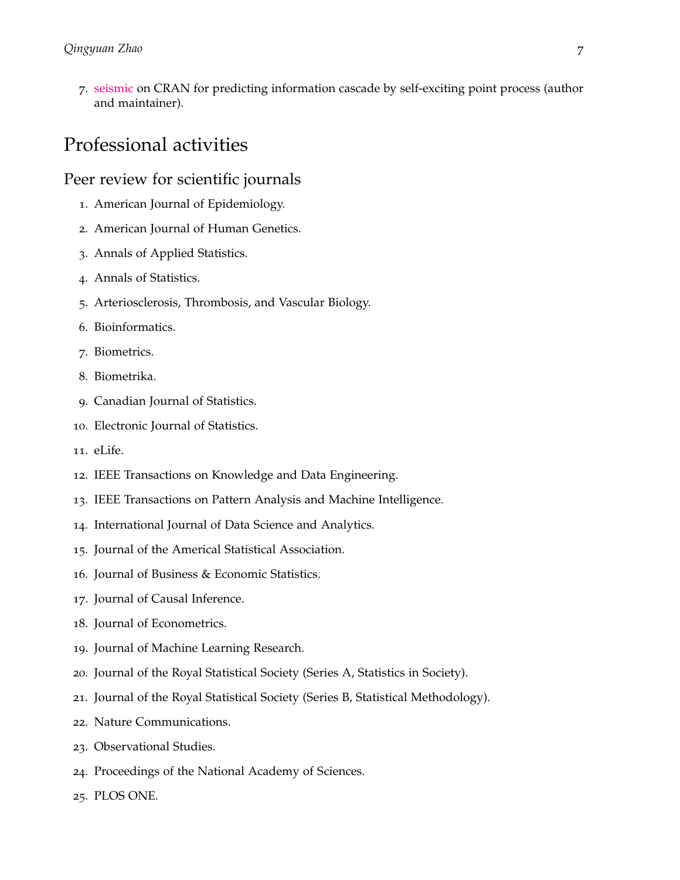7. seismic on CRAN for predicting information cascade by self-exciting point process (author and maintainer).

# Professional activities

## Peer review for scientific journals

1. American Journal of Epidemiology.
2. American Journal of Human Genetics.
3. Annals of Applied Statistics.
4. Annals of Statistics.
5. Arteriosclerosis, Thrombosis, and Vascular Biology.
6. Bioinformatics.
7. Biometrics.
8. Biometrika.
9. Canadian Journal of Statistics.
10. Electronic Journal of Statistics.
11. eLife.
12. IEEE Transactions on Knowledge and Data Engineering.
13. IEEE Transactions on Pattern Analysis and Machine Intelligence.
14. International Journal of Data Science and Analytics.
15. Journal of the Americal Statistical Association.
16. Journal of Business & Economic Statistics.
17. Journal of Causal Inference.
18. Journal of Econometrics.
19. Journal of Machine Learning Research.
20. Journal of the Royal Statistical Society (Series A, Statistics in Society).
21. Journal of the Royal Statistical Society (Series B, Statistical Methodology).
22. Nature Communications.
23. Observational Studies.
24. Proceedings of the National Academy of Sciences.
25. PLOS ONE.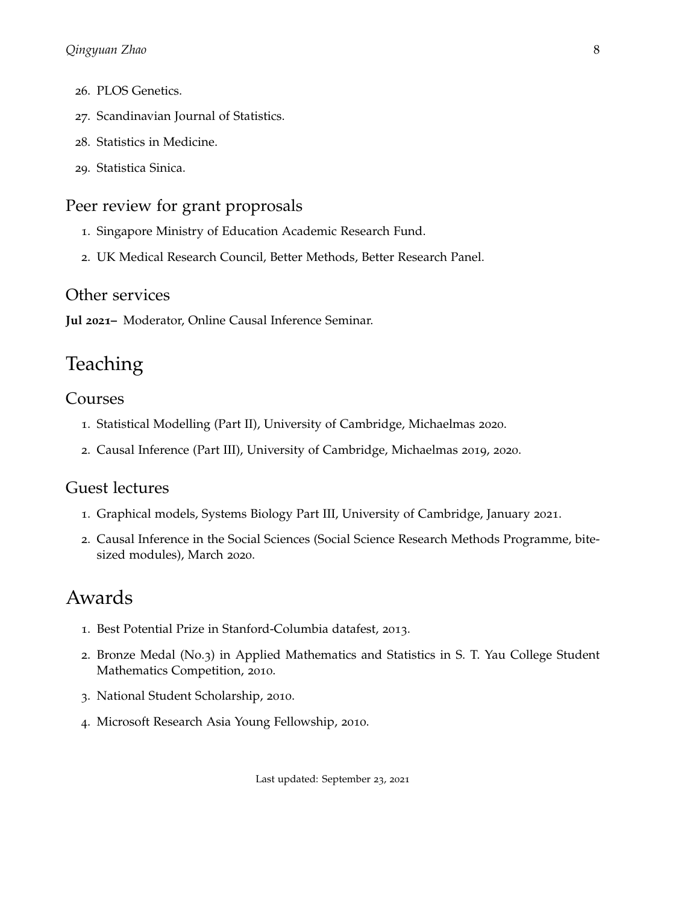26. PLOS Genetics.
27. Scandinavian Journal of Statistics.
28. Statistics in Medicine.
29. Statistica Sinica.

## Peer review for grant proprosals

1. Singapore Ministry of Education Academic Research Fund.
2. UK Medical Research Council, Better Methods, Better Research Panel.

## Other services

**Jul 2021–** Moderator, Online Causal Inference Seminar.

# Teaching

## Courses

1. Statistical Modelling (Part II), University of Cambridge, Michaelmas 2020.
2. Causal Inference (Part III), University of Cambridge, Michaelmas 2019, 2020.

## Guest lectures

1. Graphical models, Systems Biology Part III, University of Cambridge, January 2021.
2. Causal Inference in the Social Sciences (Social Science Research Methods Programme, bite-sized modules), March 2020.

# Awards

1. Best Potential Prize in Stanford-Columbia datafest, 2013.
2. Bronze Medal (No.3) in Applied Mathematics and Statistics in S. T. Yau College Student Mathematics Competition, 2010.
3. National Student Scholarship, 2010.
4. Microsoft Research Asia Young Fellowship, 2010.

Last updated: September 23, 2021